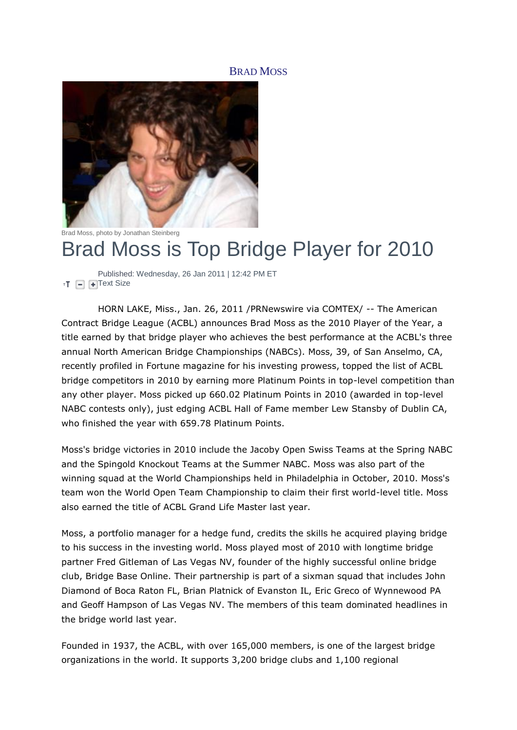BRAD MOSS

Brad Moss, photo by Jonathan Steinberg

# Brad Moss is Top Bridge Player for 2010

Published: Wednesday, 26 Jan 2011 | 12:42 PM ET
Text Size

HORN LAKE, Miss., Jan. 26, 2011 /PRNewswire via COMTEX/ -- The American Contract Bridge League (ACBL) announces Brad Moss as the 2010 Player of the Year, a title earned by that bridge player who achieves the best performance at the ACBL's three annual North American Bridge Championships (NABCs). Moss, 39, of San Anselmo, CA, recently profiled in Fortune magazine for his investing prowess, topped the list of ACBL bridge competitors in 2010 by earning more Platinum Points in top-level competition than any other player. Moss picked up 660.02 Platinum Points in 2010 (awarded in top-level NABC contests only), just edging ACBL Hall of Fame member Lew Stansby of Dublin CA, who finished the year with 659.78 Platinum Points.

Moss's bridge victories in 2010 include the Jacoby Open Swiss Teams at the Spring NABC and the Spingold Knockout Teams at the Summer NABC. Moss was also part of the winning squad at the World Championships held in Philadelphia in October, 2010. Moss's team won the World Open Team Championship to claim their first world-level title. Moss also earned the title of ACBL Grand Life Master last year.

Moss, a portfolio manager for a hedge fund, credits the skills he acquired playing bridge to his success in the investing world. Moss played most of 2010 with longtime bridge partner Fred Gitleman of Las Vegas NV, founder of the highly successful online bridge club, Bridge Base Online. Their partnership is part of a sixman squad that includes John Diamond of Boca Raton FL, Brian Platnick of Evanston IL, Eric Greco of Wynnewood PA and Geoff Hampson of Las Vegas NV. The members of this team dominated headlines in the bridge world last year.

Founded in 1937, the ACBL, with over 165,000 members, is one of the largest bridge organizations in the world. It supports 3,200 bridge clubs and 1,100 regional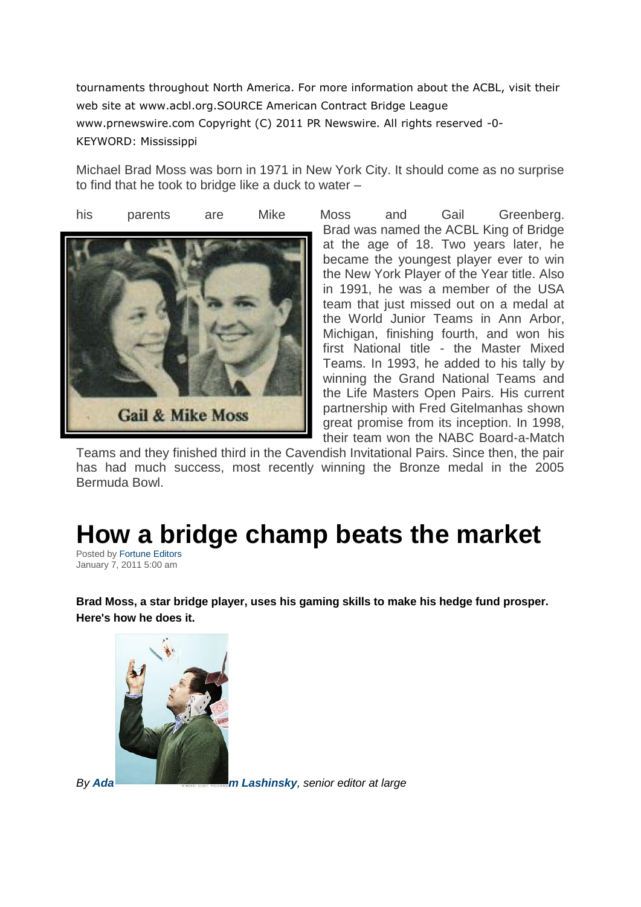tournaments throughout North America. For more information about the ACBL, visit their web site at www.acbl.org.SOURCE American Contract Bridge League www.prnewswire.com Copyright (C) 2011 PR Newswire. All rights reserved -0-
KEYWORD: Mississippi

Michael Brad Moss was born in 1971 in New York City. It should come as no surprise to find that he took to bridge like a duck to water – his parents are Mike Moss and Gail Greenberg. Brad was named the ACBL King of Bridge at the age of 18. Two years later, he became the youngest player ever to win the New York Player of the Year title. Also in 1991, he was a member of the USA team that just missed out on a medal at the World Junior Teams in Ann Arbor, Michigan, finishing fourth, and won his first National title - the Master Mixed Teams. In 1993, he added to his tally by winning the Grand National Teams and the Life Masters Open Pairs. His current partnership with Fred Gitelmanhas shown great promise from its inception. In 1998, their team won the NABC Board-a-Match Teams and they finished third in the Cavendish Invitational Pairs. Since then, the pair has had much success, most recently winning the Bronze medal in the 2005 Bermuda Bowl.

Gail & Mike Moss

# How a bridge champ beats the market

Posted by Fortune Editors
January 7, 2011 5:00 am

**Brad Moss, a star bridge player, uses his gaming skills to make his hedge fund prosper. Here's how he does it.**

*By **Adam Lashinsky**, senior editor at large*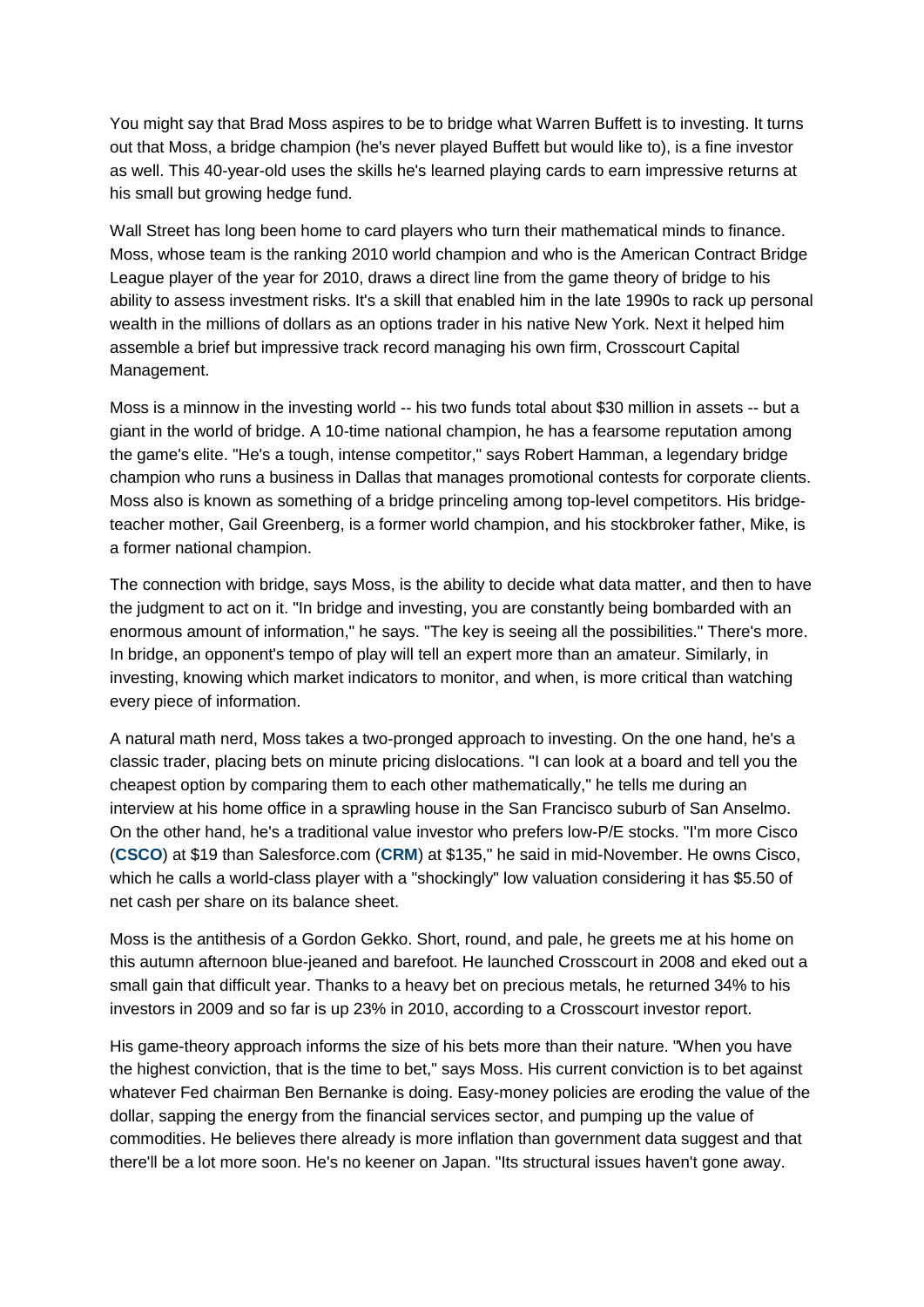You might say that Brad Moss aspires to be to bridge what Warren Buffett is to investing. It turns out that Moss, a bridge champion (he's never played Buffett but would like to), is a fine investor as well. This 40-year-old uses the skills he's learned playing cards to earn impressive returns at his small but growing hedge fund.

Wall Street has long been home to card players who turn their mathematical minds to finance. Moss, whose team is the ranking 2010 world champion and who is the American Contract Bridge League player of the year for 2010, draws a direct line from the game theory of bridge to his ability to assess investment risks. It's a skill that enabled him in the late 1990s to rack up personal wealth in the millions of dollars as an options trader in his native New York. Next it helped him assemble a brief but impressive track record managing his own firm, Crosscourt Capital Management.

Moss is a minnow in the investing world -- his two funds total about $30 million in assets -- but a giant in the world of bridge. A 10-time national champion, he has a fearsome reputation among the game's elite. "He's a tough, intense competitor," says Robert Hamman, a legendary bridge champion who runs a business in Dallas that manages promotional contests for corporate clients. Moss also is known as something of a bridge princeling among top-level competitors. His bridge-teacher mother, Gail Greenberg, is a former world champion, and his stockbroker father, Mike, is a former national champion.

The connection with bridge, says Moss, is the ability to decide what data matter, and then to have the judgment to act on it. "In bridge and investing, you are constantly being bombarded with an enormous amount of information," he says. "The key is seeing all the possibilities." There's more. In bridge, an opponent's tempo of play will tell an expert more than an amateur. Similarly, in investing, knowing which market indicators to monitor, and when, is more critical than watching every piece of information.

A natural math nerd, Moss takes a two-pronged approach to investing. On the one hand, he's a classic trader, placing bets on minute pricing dislocations. "I can look at a board and tell you the cheapest option by comparing them to each other mathematically," he tells me during an interview at his home office in a sprawling house in the San Francisco suburb of San Anselmo. On the other hand, he's a traditional value investor who prefers low-P/E stocks. "I'm more Cisco (**CSCO**) at $19 than Salesforce.com (**CRM**) at $135," he said in mid-November. He owns Cisco, which he calls a world-class player with a "shockingly" low valuation considering it has $5.50 of net cash per share on its balance sheet.

Moss is the antithesis of a Gordon Gekko. Short, round, and pale, he greets me at his home on this autumn afternoon blue-jeaned and barefoot. He launched Crosscourt in 2008 and eked out a small gain that difficult year. Thanks to a heavy bet on precious metals, he returned 34% to his investors in 2009 and so far is up 23% in 2010, according to a Crosscourt investor report.

His game-theory approach informs the size of his bets more than their nature. "When you have the highest conviction, that is the time to bet," says Moss. His current conviction is to bet against whatever Fed chairman Ben Bernanke is doing. Easy-money policies are eroding the value of the dollar, sapping the energy from the financial services sector, and pumping up the value of commodities. He believes there already is more inflation than government data suggest and that there'll be a lot more soon. He's no keener on Japan. "Its structural issues haven't gone away.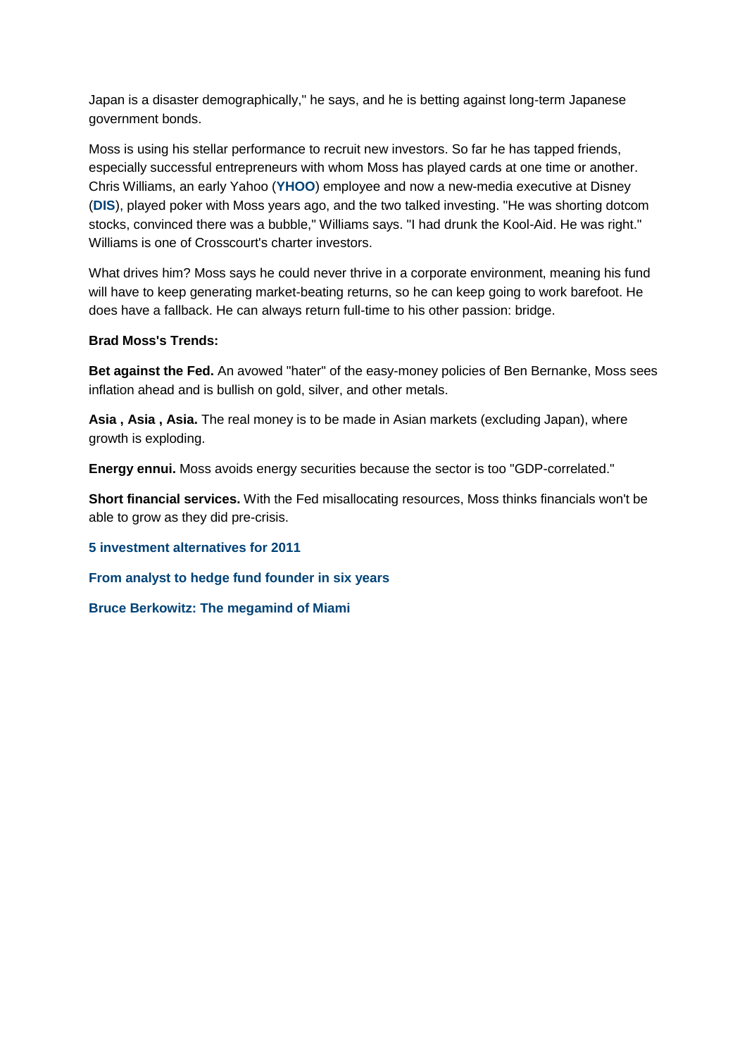Japan is a disaster demographically," he says, and he is betting against long-term Japanese government bonds.

Moss is using his stellar performance to recruit new investors. So far he has tapped friends, especially successful entrepreneurs with whom Moss has played cards at one time or another. Chris Williams, an early Yahoo (**YHOO**) employee and now a new-media executive at Disney (**DIS**), played poker with Moss years ago, and the two talked investing. "He was shorting dotcom stocks, convinced there was a bubble," Williams says. "I had drunk the Kool-Aid. He was right." Williams is one of Crosscourt's charter investors.

What drives him? Moss says he could never thrive in a corporate environment, meaning his fund will have to keep generating market-beating returns, so he can keep going to work barefoot. He does have a fallback. He can always return full-time to his other passion: bridge.

**Brad Moss's Trends:**

**Bet against the Fed.** An avowed "hater" of the easy-money policies of Ben Bernanke, Moss sees inflation ahead and is bullish on gold, silver, and other metals.

**Asia , Asia , Asia.** The real money is to be made in Asian markets (excluding Japan), where growth is exploding.

**Energy ennui.** Moss avoids energy securities because the sector is too "GDP-correlated."

**Short financial services.** With the Fed misallocating resources, Moss thinks financials won't be able to grow as they did pre-crisis.

**5 investment alternatives for 2011**

**From analyst to hedge fund founder in six years**

**Bruce Berkowitz: The megamind of Miami**